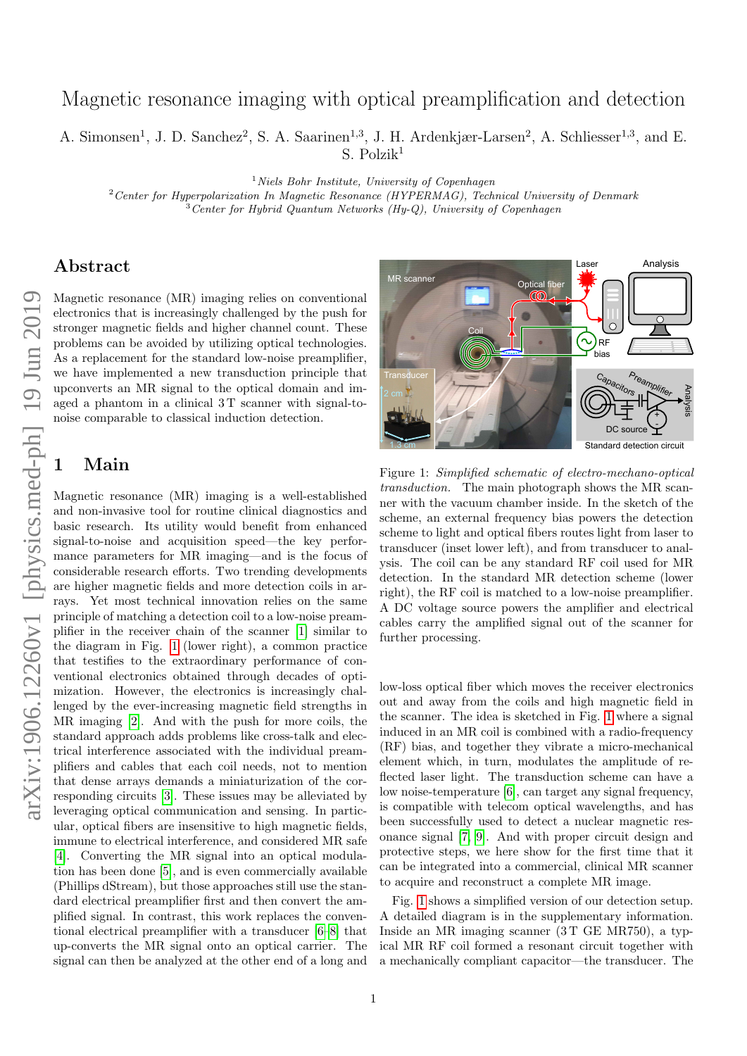# Magnetic resonance imaging with optical preamplification and detection

A. Simonsen[1], J. D. Sanchez[2], S. A. Saarinen[1,3], J. H. Ardenkjær-Larsen[2], A. Schliesser[1,3], and E. S. Polzik[1]

[1] *Niels Bohr Institute, University of Copenhagen*
[2] *Center for Hyperpolarization In Magnetic Resonance (HYPERMAG), Technical University of Denmark*
[3] *Center for Hybrid Quantum Networks (Hy-Q), University of Copenhagen*

## Abstract

Magnetic resonance (MR) imaging relies on conventional electronics that is increasingly challenged by the push for stronger magnetic fields and higher channel count. These problems can be avoided by utilizing optical technologies. As a replacement for the standard low-noise preamplifier, we have implemented a new transduction principle that upconverts an MR signal to the optical domain and imaged a phantom in a clinical 3 T scanner with signal-to-noise comparable to classical induction detection.

## 1 Main

Magnetic resonance (MR) imaging is a well-established and non-invasive tool for routine clinical diagnostics and basic research. Its utility would benefit from enhanced signal-to-noise and acquisition speed—the key performance parameters for MR imaging—and is the focus of considerable research efforts. Two trending developments are higher magnetic fields and more detection coils in arrays. Yet most technical innovation relies on the same principle of matching a detection coil to a low-noise preamplifier in the receiver chain of the scanner [1] similar to the diagram in Fig. 1 (lower right), a common practice that testifies to the extraordinary performance of conventional electronics obtained through decades of optimization. However, the electronics is increasingly challenged by the ever-increasing magnetic field strengths in MR imaging [2]. And with the push for more coils, the standard approach adds problems like cross-talk and electrical interference associated with the individual preamplifiers and cables that each coil needs, not to mention that dense arrays demands a miniaturization of the corresponding circuits [3]. These issues may be alleviated by leveraging optical communication and sensing. In particular, optical fibers are insensitive to high magnetic fields, immune to electrical interference, and considered MR safe [4]. Converting the MR signal into an optical modulation has been done [5], and is even commercially available (Phillips dStream), but those approaches still use the standard electrical preamplifier first and then convert the amplified signal. In contrast, this work replaces the conventional electrical preamplifier with a transducer [6–8] that up-converts the MR signal onto an optical carrier. The signal can then be analyzed at the other end of a long and low-loss optical fiber which moves the receiver electronics out and away from the coils and high magnetic field in the scanner. The idea is sketched in Fig. 1 where a signal induced in an MR coil is combined with a radio-frequency (RF) bias, and together they vibrate a micro-mechanical element which, in turn, modulates the amplitude of reflected laser light. The transduction scheme can have a low noise-temperature [6], can target any signal frequency, is compatible with telecom optical wavelengths, and has been successfully used to detect a nuclear magnetic resonance signal [7, 9]. And with proper circuit design and protective steps, we here show for the first time that it can be integrated into a commercial, clinical MR scanner to acquire and reconstruct a complete MR image.

Figure 1: *Simplified schematic of electro-mechano-optical transduction.* The main photograph shows the MR scanner with the vacuum chamber inside. In the sketch of the scheme, an external frequency bias powers the detection scheme to light and optical fibers routes light from laser to transducer (inset lower left), and from transducer to analysis. The coil can be any standard RF coil used for MR detection. In the standard MR detection scheme (lower right), the RF coil is matched to a low-noise preamplifier. A DC voltage source powers the amplifier and electrical cables carry the amplified signal out of the scanner for further processing.

Fig. 1 shows a simplified version of our detection setup. A detailed diagram is in the supplementary information. Inside an MR imaging scanner (3 T GE MR750), a typical MR RF coil formed a resonant circuit together with a mechanically compliant capacitor—the transducer. The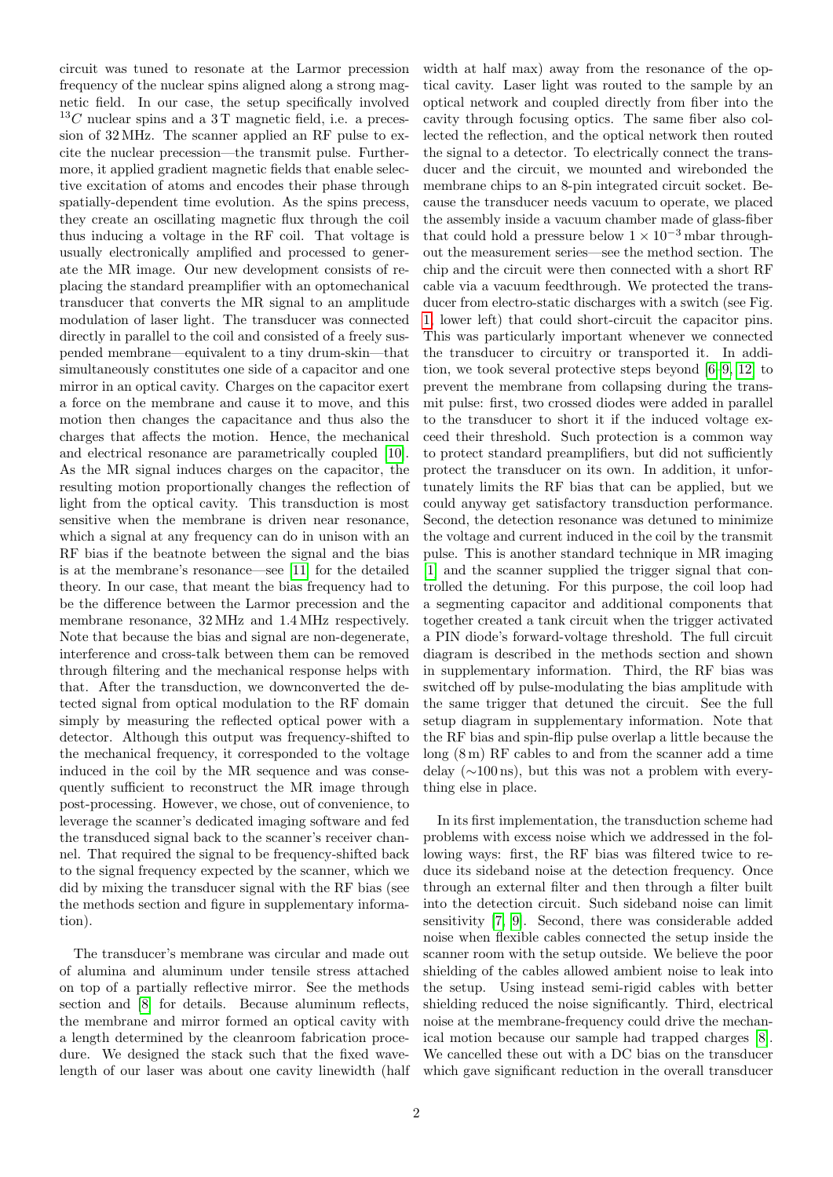circuit was tuned to resonate at the Larmor precession frequency of the nuclear spins aligned along a strong magnetic field. In our case, the setup specifically involved $^{13}C$ nuclear spins and a 3 T magnetic field, i.e. a precession of 32 MHz. The scanner applied an RF pulse to excite the nuclear precession—the transmit pulse. Furthermore, it applied gradient magnetic fields that enable selective excitation of atoms and encodes their phase through spatially-dependent time evolution. As the spins precess, they create an oscillating magnetic flux through the coil thus inducing a voltage in the RF coil. That voltage is usually electronically amplified and processed to generate the MR image. Our new development consists of replacing the standard preamplifier with an optomechanical transducer that converts the MR signal to an amplitude modulation of laser light. The transducer was connected directly in parallel to the coil and consisted of a freely suspended membrane—equivalent to a tiny drum-skin—that simultaneously constitutes one side of a capacitor and one mirror in an optical cavity. Charges on the capacitor exert a force on the membrane and cause it to move, and this motion then changes the capacitance and thus also the charges that affects the motion. Hence, the mechanical and electrical resonance are parametrically coupled [10]. As the MR signal induces charges on the capacitor, the resulting motion proportionally changes the reflection of light from the optical cavity. This transduction is most sensitive when the membrane is driven near resonance, which a signal at any frequency can do in unison with an RF bias if the beatnote between the signal and the bias is at the membrane's resonance—see [11] for the detailed theory. In our case, that meant the bias frequency had to be the difference between the Larmor precession and the membrane resonance, 32 MHz and 1.4 MHz respectively. Note that because the bias and signal are non-degenerate, interference and cross-talk between them can be removed through filtering and the mechanical response helps with that. After the transduction, we downconverted the detected signal from optical modulation to the RF domain simply by measuring the reflected optical power with a detector. Although this output was frequency-shifted to the mechanical frequency, it corresponded to the voltage induced in the coil by the MR sequence and was consequently sufficient to reconstruct the MR image through post-processing. However, we chose, out of convenience, to leverage the scanner's dedicated imaging software and fed the transduced signal back to the scanner's receiver channel. That required the signal to be frequency-shifted back to the signal frequency expected by the scanner, which we did by mixing the transducer signal with the RF bias (see the methods section and figure in supplementary information).

The transducer's membrane was circular and made out of alumina and aluminum under tensile stress attached on top of a partially reflective mirror. See the methods section and [8] for details. Because aluminum reflects, the membrane and mirror formed an optical cavity with a length determined by the cleanroom fabrication procedure. We designed the stack such that the fixed wavelength of our laser was about one cavity linewidth (half width at half max) away from the resonance of the optical cavity. Laser light was routed to the sample by an optical network and coupled directly from fiber into the cavity through focusing optics. The same fiber also collected the reflection, and the optical network then routed the signal to a detector. To electrically connect the transducer and the circuit, we mounted and wirebonded the membrane chips to an 8-pin integrated circuit socket. Because the transducer needs vacuum to operate, we placed the assembly inside a vacuum chamber made of glass-fiber that could hold a pressure below $1 \times 10^{-3}$ mbar throughout the measurement series—see the method section. The chip and the circuit were then connected with a short RF cable via a vacuum feedthrough. We protected the transducer from electro-static discharges with a switch (see Fig. 1, lower left) that could short-circuit the capacitor pins. This was particularly important whenever we connected the transducer to circuitry or transported it. In addition, we took several protective steps beyond [6–9, 12] to prevent the membrane from collapsing during the transmit pulse: first, two crossed diodes were added in parallel to the transducer to short it if the induced voltage exceed their threshold. Such protection is a common way to protect standard preamplifiers, but did not sufficiently protect the transducer on its own. In addition, it unfortunately limits the RF bias that can be applied, but we could anyway get satisfactory transduction performance. Second, the detection resonance was detuned to minimize the voltage and current induced in the coil by the transmit pulse. This is another standard technique in MR imaging [1] and the scanner supplied the trigger signal that controlled the detuning. For this purpose, the coil loop had a segmenting capacitor and additional components that together created a tank circuit when the trigger activated a PIN diode's forward-voltage threshold. The full circuit diagram is described in the methods section and shown in supplementary information. Third, the RF bias was switched off by pulse-modulating the bias amplitude with the same trigger that detuned the circuit. See the full setup diagram in supplementary information. Note that the RF bias and spin-flip pulse overlap a little because the long (8 m) RF cables to and from the scanner add a time delay ($\sim$100 ns), but this was not a problem with everything else in place.

In its first implementation, the transduction scheme had problems with excess noise which we addressed in the following ways: first, the RF bias was filtered twice to reduce its sideband noise at the detection frequency. Once through an external filter and then through a filter built into the detection circuit. Such sideband noise can limit sensitivity [7, 9]. Second, there was considerable added noise when flexible cables connected the setup inside the scanner room with the setup outside. We believe the poor shielding of the cables allowed ambient noise to leak into the setup. Using instead semi-rigid cables with better shielding reduced the noise significantly. Third, electrical noise at the membrane-frequency could drive the mechanical motion because our sample had trapped charges [8]. We cancelled these out with a DC bias on the transducer which gave significant reduction in the overall transducer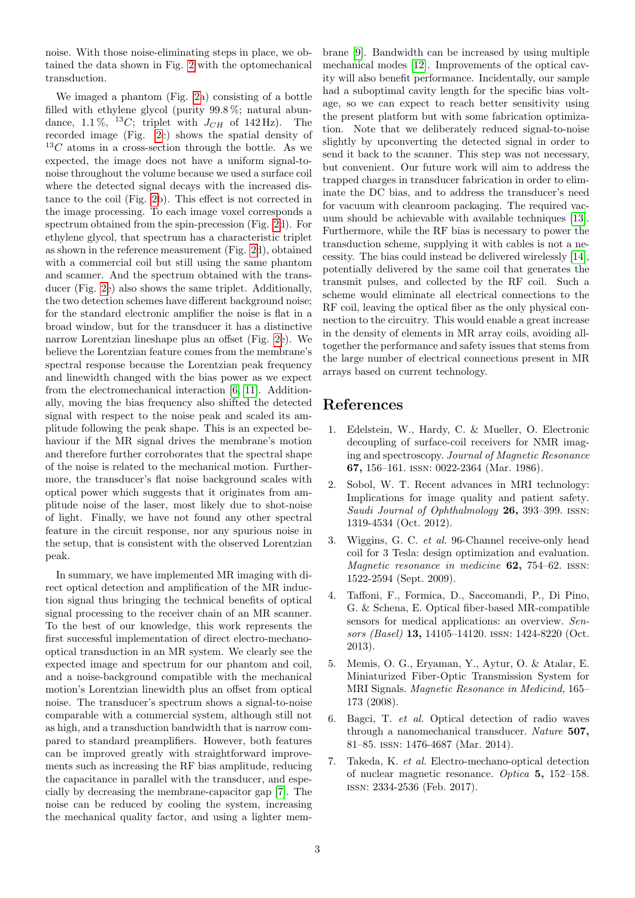noise. With those noise-eliminating steps in place, we obtained the data shown in Fig. 2 with the optomechanical transduction.

We imaged a phantom (Fig. 2a) consisting of a bottle filled with ethylene glycol (purity 99.8 %; natural abundance, 1.1 %, $^{13}C$; triplet with $J_{CH}$ of 142 Hz). The recorded image (Fig. 2c) shows the spatial density of $^{13}C$ atoms in a cross-section through the bottle. As we expected, the image does not have a uniform signal-to-noise throughout the volume because we used a surface coil where the detected signal decays with the increased distance to the coil (Fig. 2b). This effect is not corrected in the image processing. To each image voxel corresponds a spectrum obtained from the spin-precession (Fig. 2d). For ethylene glycol, that spectrum has a characteristic triplet as shown in the reference measurement (Fig. 2d), obtained with a commercial coil but still using the same phantom and scanner. And the spectrum obtained with the transducer (Fig. 2e) also shows the same triplet. Additionally, the two detection schemes have different background noise; for the standard electronic amplifier the noise is flat in a broad window, but for the transducer it has a distinctive narrow Lorentzian lineshape plus an offset (Fig. 2e). We believe the Lorentzian feature comes from the membrane's spectral response because the Lorentzian peak frequency and linewidth changed with the bias power as we expect from the electromechanical interaction [6, 11]. Additionally, moving the bias frequency also shifted the detected signal with respect to the noise peak and scaled its amplitude following the peak shape. This is an expected behaviour if the MR signal drives the membrane's motion and therefore further corroborates that the spectral shape of the noise is related to the mechanical motion. Furthermore, the transducer's flat noise background scales with optical power which suggests that it originates from amplitude noise of the laser, most likely due to shot-noise of light. Finally, we have not found any other spectral feature in the circuit response, nor any spurious noise in the setup, that is consistent with the observed Lorentzian peak.

In summary, we have implemented MR imaging with direct optical detection and amplification of the MR induction signal thus bringing the technical benefits of optical signal processing to the receiver chain of an MR scanner. To the best of our knowledge, this work represents the first successful implementation of direct electro-mechano-optical transduction in an MR system. We clearly see the expected image and spectrum for our phantom and coil, and a noise-background compatible with the mechanical motion's Lorentzian linewidth plus an offset from optical noise. The transducer's spectrum shows a signal-to-noise comparable with a commercial system, although still not as high, and a transduction bandwidth that is narrow compared to standard preamplifiers. However, both features can be improved greatly with straightforward improvements such as increasing the RF bias amplitude, reducing the capacitance in parallel with the transducer, and especially by decreasing the membrane-capacitor gap [7]. The noise can be reduced by cooling the system, increasing the mechanical quality factor, and using a lighter membrane [9]. Bandwidth can be increased by using multiple mechanical modes [12]. Improvements of the optical cavity will also benefit performance. Incidentally, our sample had a suboptimal cavity length for the specific bias voltage, so we can expect to reach better sensitivity using the present platform but with some fabrication optimization. Note that we deliberately reduced signal-to-noise slightly by upconverting the detected signal in order to send it back to the scanner. This step was not necessary, but convenient. Our future work will aim to address the trapped charges in transducer fabrication in order to eliminate the DC bias, and to address the transducer's need for vacuum with cleanroom packaging. The required vacuum should be achievable with available techniques [13]. Furthermore, while the RF bias is necessary to power the transduction scheme, supplying it with cables is not a necessity. The bias could instead be delivered wirelessly [14], potentially delivered by the same coil that generates the transmit pulses, and collected by the RF coil. Such a scheme would eliminate all electrical connections to the RF coil, leaving the optical fiber as the only physical connection to the circuitry. This would enable a great increase in the density of elements in MR array coils, avoiding alltogether the performance and safety issues that stems from the large number of electrical connections present in MR arrays based on current technology.

# References

1. Edelstein, W., Hardy, C. & Mueller, O. Electronic decoupling of surface-coil receivers for NMR imaging and spectroscopy. *Journal of Magnetic Resonance* **67,** 156–161. ISSN: 0022-2364 (Mar. 1986).
2. Sobol, W. T. Recent advances in MRI technology: Implications for image quality and patient safety. *Saudi Journal of Ophthalmology* **26,** 393–399. ISSN: 1319-4534 (Oct. 2012).
3. Wiggins, G. C. *et al.* 96-Channel receive-only head coil for 3 Tesla: design optimization and evaluation. *Magnetic resonance in medicine* **62,** 754–62. ISSN: 1522-2594 (Sept. 2009).
4. Taffoni, F., Formica, D., Saccomandi, P., Di Pino, G. & Schena, E. Optical fiber-based MR-compatible sensors for medical applications: an overview. *Sensors (Basel)* **13,** 14105–14120. ISSN: 1424-8220 (Oct. 2013).
5. Memis, O. G., Eryaman, Y., Aytur, O. & Atalar, E. Miniaturized Fiber-Optic Transmission System for MRI Signals. *Magnetic Resonance in Medicind,* 165–173 (2008).
6. Bagci, T. *et al.* Optical detection of radio waves through a nanomechanical transducer. *Nature* **507,** 81–85. ISSN: 1476-4687 (Mar. 2014).
7. Takeda, K. *et al.* Electro-mechano-optical detection of nuclear magnetic resonance. *Optica* **5,** 152–158. ISSN: 2334-2536 (Feb. 2017).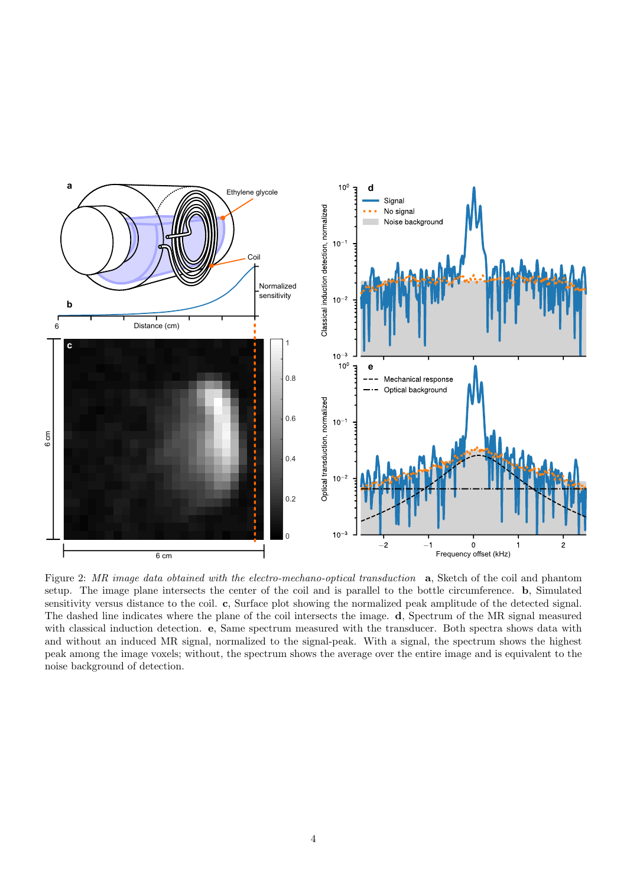Figure 2: *MR image data obtained with the electro-mechano-optical transduction* **a**, Sketch of the coil and phantom setup. The image plane intersects the center of the coil and is parallel to the bottle circumference. **b**, Simulated sensitivity versus distance to the coil. **c**, Surface plot showing the normalized peak amplitude of the detected signal. The dashed line indicates where the plane of the coil intersects the image. **d**, Spectrum of the MR signal measured with classical induction detection. **e**, Same spectrum measured with the transducer. Both spectra shows data with and without an induced MR signal, normalized to the signal-peak. With a signal, the spectrum shows the highest peak among the image voxels; without, the spectrum shows the average over the entire image and is equivalent to the noise background of detection.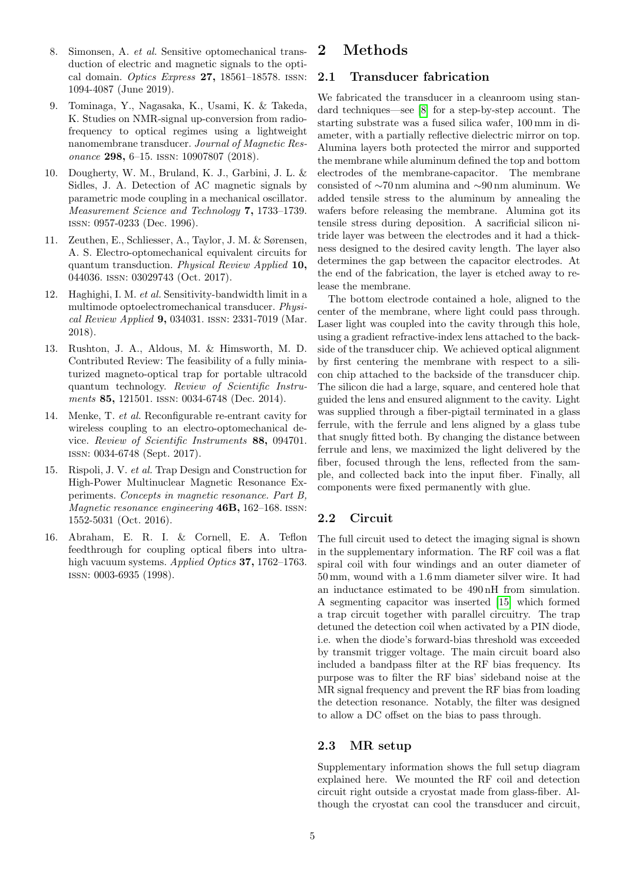8. Simonsen, A. *et al.* Sensitive optomechanical transduction of electric and magnetic signals to the optical domain. *Optics Express* **27,** 18561–18578. ISSN: 1094-4087 (June 2019).
9. Tominaga, Y., Nagasaka, K., Usami, K. & Takeda, K. Studies on NMR-signal up-conversion from radiofrequency to optical regimes using a lightweight nanomembrane transducer. *Journal of Magnetic Resonance* **298,** 6–15. ISSN: 10907807 (2018).
10. Dougherty, W. M., Bruland, K. J., Garbini, J. L. & Sidles, J. A. Detection of AC magnetic signals by parametric mode coupling in a mechanical oscillator. *Measurement Science and Technology* **7,** 1733–1739. ISSN: 0957-0233 (Dec. 1996).
11. Zeuthen, E., Schliesser, A., Taylor, J. M. & Sørensen, A. S. Electro-optomechanical equivalent circuits for quantum transduction. *Physical Review Applied* **10,** 044036. ISSN: 03029743 (Oct. 2017).
12. Haghighi, I. M. *et al.* Sensitivity-bandwidth limit in a multimode optoelectromechanical transducer. *Physical Review Applied* **9,** 034031. ISSN: 2331-7019 (Mar. 2018).
13. Rushton, J. A., Aldous, M. & Himsworth, M. D. Contributed Review: The feasibility of a fully miniaturized magneto-optical trap for portable ultracold quantum technology. *Review of Scientific Instruments* **85,** 121501. ISSN: 0034-6748 (Dec. 2014).
14. Menke, T. *et al.* Reconfigurable re-entrant cavity for wireless coupling to an electro-optomechanical device. *Review of Scientific Instruments* **88,** 094701. ISSN: 0034-6748 (Sept. 2017).
15. Rispoli, J. V. *et al.* Trap Design and Construction for High-Power Multinuclear Magnetic Resonance Experiments. *Concepts in magnetic resonance. Part B, Magnetic resonance engineering* **46B,** 162–168. ISSN: 1552-5031 (Oct. 2016).
16. Abraham, E. R. I. & Cornell, E. A. Teflon feedthrough for coupling optical fibers into ultrahigh vacuum systems. *Applied Optics* **37,** 1762–1763. ISSN: 0003-6935 (1998).

# 2 Methods

## 2.1 Transducer fabrication

We fabricated the transducer in a cleanroom using standard techniques—see [8] for a step-by-step account. The starting substrate was a fused silica wafer, 100 mm in diameter, with a partially reflective dielectric mirror on top. Alumina layers both protected the mirror and supported the membrane while aluminum defined the top and bottom electrodes of the membrane-capacitor. The membrane consisted of ∼70 nm alumina and ∼90 nm aluminum. We added tensile stress to the aluminum by annealing the wafers before releasing the membrane. Alumina got its tensile stress during deposition. A sacrificial silicon nitride layer was between the electrodes and it had a thickness designed to the desired cavity length. The layer also determines the gap between the capacitor electrodes. At the end of the fabrication, the layer is etched away to release the membrane.

The bottom electrode contained a hole, aligned to the center of the membrane, where light could pass through. Laser light was coupled into the cavity through this hole, using a gradient refractive-index lens attached to the backside of the transducer chip. We achieved optical alignment by first centering the membrane with respect to a silicon chip attached to the backside of the transducer chip. The silicon die had a large, square, and centered hole that guided the lens and ensured alignment to the cavity. Light was supplied through a fiber-pigtail terminated in a glass ferrule, with the ferrule and lens aligned by a glass tube that snugly fitted both. By changing the distance between ferrule and lens, we maximized the light delivered by the fiber, focused through the lens, reflected from the sample, and collected back into the input fiber. Finally, all components were fixed permanently with glue.

## 2.2 Circuit

The full circuit used to detect the imaging signal is shown in the supplementary information. The RF coil was a flat spiral coil with four windings and an outer diameter of 50 mm, wound with a 1.6 mm diameter silver wire. It had an inductance estimated to be 490 nH from simulation. A segmenting capacitor was inserted [15] which formed a trap circuit together with parallel circuitry. The trap detuned the detection coil when activated by a PIN diode, i.e. when the diode's forward-bias threshold was exceeded by transmit trigger voltage. The main circuit board also included a bandpass filter at the RF bias frequency. Its purpose was to filter the RF bias' sideband noise at the MR signal frequency and prevent the RF bias from loading the detection resonance. Notably, the filter was designed to allow a DC offset on the bias to pass through.

## 2.3 MR setup

Supplementary information shows the full setup diagram explained here. We mounted the RF coil and detection circuit right outside a cryostat made from glass-fiber. Although the cryostat can cool the transducer and circuit,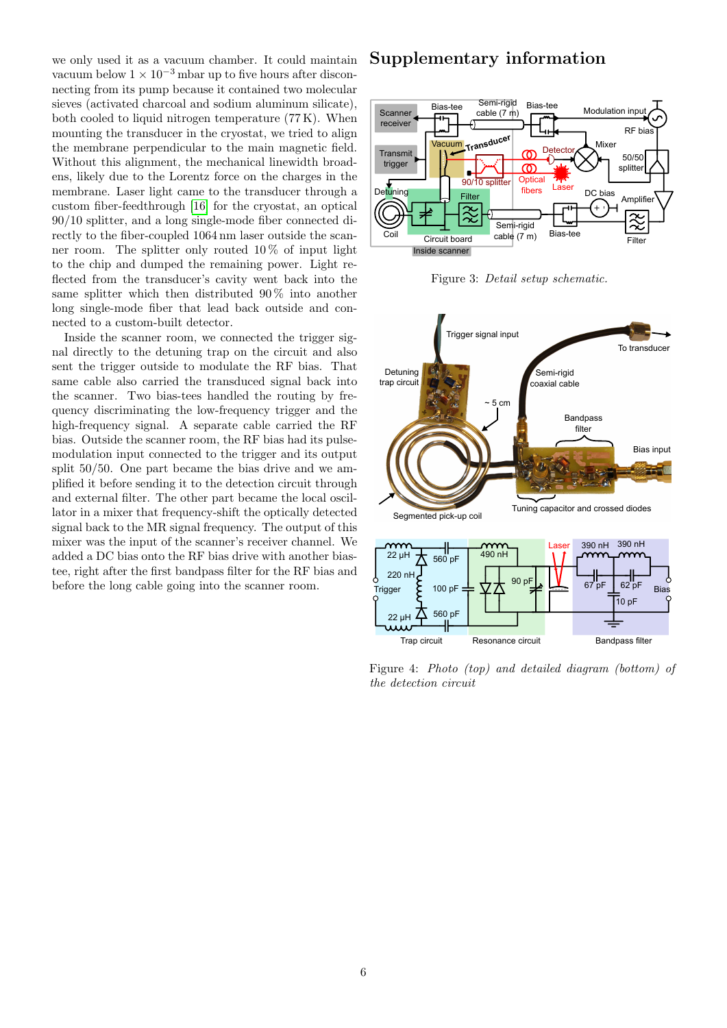we only used it as a vacuum chamber. It could maintain vacuum below $1 \times 10^{-3}$ mbar up to five hours after disconnecting from its pump because it contained two molecular sieves (activated charcoal and sodium aluminum silicate), both cooled to liquid nitrogen temperature (77 K). When mounting the transducer in the cryostat, we tried to align the membrane perpendicular to the main magnetic field. Without this alignment, the mechanical linewidth broadens, likely due to the Lorentz force on the charges in the membrane. Laser light came to the transducer through a custom fiber-feedthrough [16] for the cryostat, an optical 90/10 splitter, and a long single-mode fiber connected directly to the fiber-coupled 1064 nm laser outside the scanner room. The splitter only routed 10 % of input light to the chip and dumped the remaining power. Light reflected from the transducer's cavity went back into the same splitter which then distributed 90 % into another long single-mode fiber that lead back outside and connected to a custom-built detector.

Inside the scanner room, we connected the trigger signal directly to the detuning trap on the circuit and also sent the trigger outside to modulate the RF bias. That same cable also carried the transduced signal back into the scanner. Two bias-tees handled the routing by frequency discriminating the low-frequency trigger and the high-frequency signal. A separate cable carried the RF bias. Outside the scanner room, the RF bias had its pulse-modulation input connected to the trigger and its output split 50/50. One part became the bias drive and we amplified it before sending it to the detection circuit through and external filter. The other part became the local oscillator in a mixer that frequency-shift the optically detected signal back to the MR signal frequency. The output of this mixer was the input of the scanner's receiver channel. We added a DC bias onto the RF bias drive with another bias-tee, right after the first bandpass filter for the RF bias and before the long cable going into the scanner room.

# Supplementary information

Scanner receiver
Transmit trigger
Bias-tee
Semi-rigid cable (7 m)
Bias-tee
Modulation input
RF bias
Vacuum
Transducer
Detector
Mixer
50/50 splitter
90/10 splitter
Optical fibers
Laser
Detuning
DC bias
Amplifier
Filter
Coil
Circuit board
Semi-rigid cable (7 m)
Bias-tee
Filter
Inside scanner

Figure 3: *Detail setup schematic.*

Trigger signal input
To transducer
Detuning trap circuit
Semi-rigid coaxial cable
~ 5 cm
Bandpass filter
Bias input
Segmented pick-up coil
Tuning capacitor and crossed diodes

22 µH
560 pF
220 nH
Trigger
100 pF
22 µH
560 pF
490 nH
90 pF
Laser
390 nH
390 nH
67 pF
62 pF
10 pF
Bias
Trap circuit
Resonance circuit
Bandpass filter

Figure 4: *Photo (top) and detailed diagram (bottom) of the detection circuit*